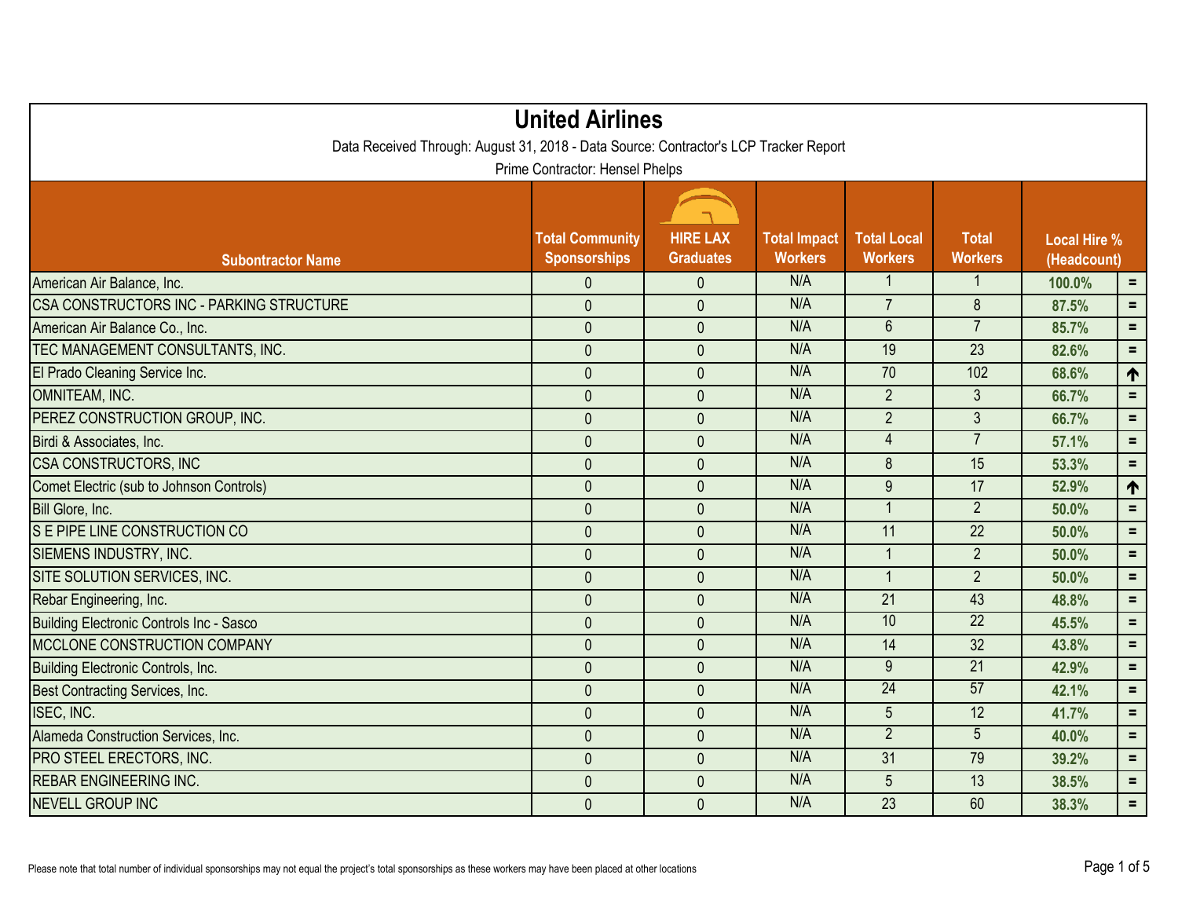# United Airlines

Data Received Through: August 31, 2018 - Data Source: Contractor's LCP Tracker Report

Prime Contractor: Hensel Phelps

| Subontractor Name | Total Community Sponsorships | HIRE LAX Graduates | Total Impact Workers | Total Local Workers | Total Workers | Local Hire % (Headcount) | |
|---|---|---|---|---|---|---|---|
| American Air Balance, Inc. | 0 | 0 | N/A | 1 | 1 | 100.0% | = |
| CSA CONSTRUCTORS INC - PARKING STRUCTURE | 0 | 0 | N/A | 7 | 8 | 87.5% | = |
| American Air Balance Co., Inc. | 0 | 0 | N/A | 6 | 7 | 85.7% | = |
| TEC MANAGEMENT CONSULTANTS, INC. | 0 | 0 | N/A | 19 | 23 | 82.6% | = |
| El Prado Cleaning Service Inc. | 0 | 0 | N/A | 70 | 102 | 68.6% | ↑ |
| OMNITEAM, INC. | 0 | 0 | N/A | 2 | 3 | 66.7% | = |
| PEREZ CONSTRUCTION GROUP, INC. | 0 | 0 | N/A | 2 | 3 | 66.7% | = |
| Birdi & Associates, Inc. | 0 | 0 | N/A | 4 | 7 | 57.1% | = |
| CSA CONSTRUCTORS, INC | 0 | 0 | N/A | 8 | 15 | 53.3% | = |
| Comet Electric (sub to Johnson Controls) | 0 | 0 | N/A | 9 | 17 | 52.9% | ↑ |
| Bill Glore, Inc. | 0 | 0 | N/A | 1 | 2 | 50.0% | = |
| S E PIPE LINE CONSTRUCTION CO | 0 | 0 | N/A | 11 | 22 | 50.0% | = |
| SIEMENS INDUSTRY, INC. | 0 | 0 | N/A | 1 | 2 | 50.0% | = |
| SITE SOLUTION SERVICES, INC. | 0 | 0 | N/A | 1 | 2 | 50.0% | = |
| Rebar Engineering, Inc. | 0 | 0 | N/A | 21 | 43 | 48.8% | = |
| Building Electronic Controls Inc - Sasco | 0 | 0 | N/A | 10 | 22 | 45.5% | = |
| MCCLONE CONSTRUCTION COMPANY | 0 | 0 | N/A | 14 | 32 | 43.8% | = |
| Building Electronic Controls, Inc. | 0 | 0 | N/A | 9 | 21 | 42.9% | = |
| Best Contracting Services, Inc. | 0 | 0 | N/A | 24 | 57 | 42.1% | = |
| ISEC, INC. | 0 | 0 | N/A | 5 | 12 | 41.7% | = |
| Alameda Construction Services, Inc. | 0 | 0 | N/A | 2 | 5 | 40.0% | = |
| PRO STEEL ERECTORS, INC. | 0 | 0 | N/A | 31 | 79 | 39.2% | = |
| REBAR ENGINEERING INC. | 0 | 0 | N/A | 5 | 13 | 38.5% | = |
| NEVELL GROUP INC | 0 | 0 | N/A | 23 | 60 | 38.3% | = |

Please note that total number of individual sponsorships may not equal the project's total sponsorships as these workers may have been placed at other locations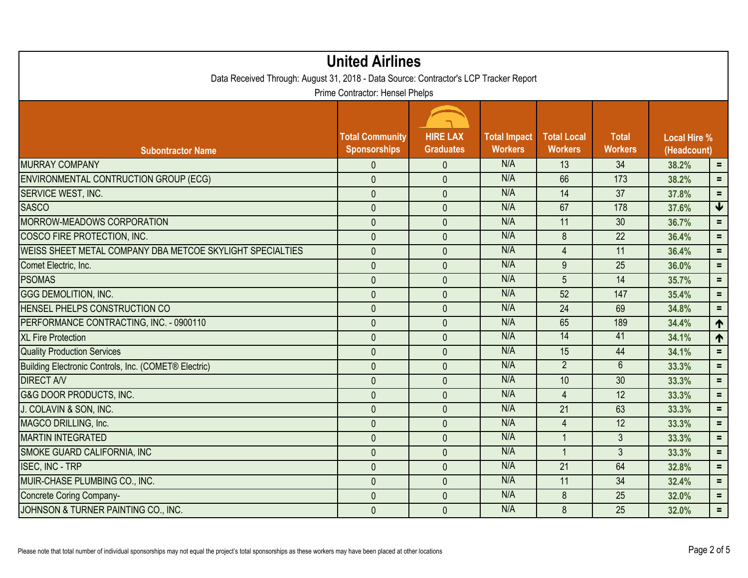# United Airlines

Data Received Through: August 31, 2018 - Data Source: Contractor's LCP Tracker Report

Prime Contractor: Hensel Phelps

| Subontractor Name | Total Community Sponsorships | HIRE LAX Graduates | Total Impact Workers | Total Local Workers | Total Workers | Local Hire % (Headcount) | |
|---|---|---|---|---|---|---|---|
| MURRAY COMPANY | 0 | 0 | N/A | 13 | 34 | 38.2% | = |
| ENVIRONMENTAL CONTRUCTION GROUP (ECG) | 0 | 0 | N/A | 66 | 173 | 38.2% | = |
| SERVICE WEST, INC. | 0 | 0 | N/A | 14 | 37 | 37.8% | = |
| SASCO | 0 | 0 | N/A | 67 | 178 | 37.6% | ↓ |
| MORROW-MEADOWS CORPORATION | 0 | 0 | N/A | 11 | 30 | 36.7% | = |
| COSCO FIRE PROTECTION, INC. | 0 | 0 | N/A | 8 | 22 | 36.4% | = |
| WEISS SHEET METAL COMPANY DBA METCOE SKYLIGHT SPECIALTIES | 0 | 0 | N/A | 4 | 11 | 36.4% | = |
| Comet Electric, Inc. | 0 | 0 | N/A | 9 | 25 | 36.0% | = |
| PSOMAS | 0 | 0 | N/A | 5 | 14 | 35.7% | = |
| GGG DEMOLITION, INC. | 0 | 0 | N/A | 52 | 147 | 35.4% | = |
| HENSEL PHELPS CONSTRUCTION CO | 0 | 0 | N/A | 24 | 69 | 34.8% | = |
| PERFORMANCE CONTRACTING, INC. - 0900110 | 0 | 0 | N/A | 65 | 189 | 34.4% | ↑ |
| XL Fire Protection | 0 | 0 | N/A | 14 | 41 | 34.1% | ↑ |
| Quality Production Services | 0 | 0 | N/A | 15 | 44 | 34.1% | = |
| Building Electronic Controls, Inc. (COMET® Electric) | 0 | 0 | N/A | 2 | 6 | 33.3% | = |
| DIRECT A/V | 0 | 0 | N/A | 10 | 30 | 33.3% | = |
| G&G DOOR PRODUCTS, INC. | 0 | 0 | N/A | 4 | 12 | 33.3% | = |
| J. COLAVIN & SON, INC. | 0 | 0 | N/A | 21 | 63 | 33.3% | = |
| MAGCO DRILLING, Inc. | 0 | 0 | N/A | 4 | 12 | 33.3% | = |
| MARTIN INTEGRATED | 0 | 0 | N/A | 1 | 3 | 33.3% | = |
| SMOKE GUARD CALIFORNIA, INC | 0 | 0 | N/A | 1 | 3 | 33.3% | = |
| ISEC, INC - TRP | 0 | 0 | N/A | 21 | 64 | 32.8% | = |
| MUIR-CHASE PLUMBING CO., INC. | 0 | 0 | N/A | 11 | 34 | 32.4% | = |
| Concrete Coring Company- | 0 | 0 | N/A | 8 | 25 | 32.0% | = |
| JOHNSON & TURNER PAINTING CO., INC. | 0 | 0 | N/A | 8 | 25 | 32.0% | = |

Please note that total number of individual sponsorships may not equal the project's total sponsorships as these workers may have been placed at other locations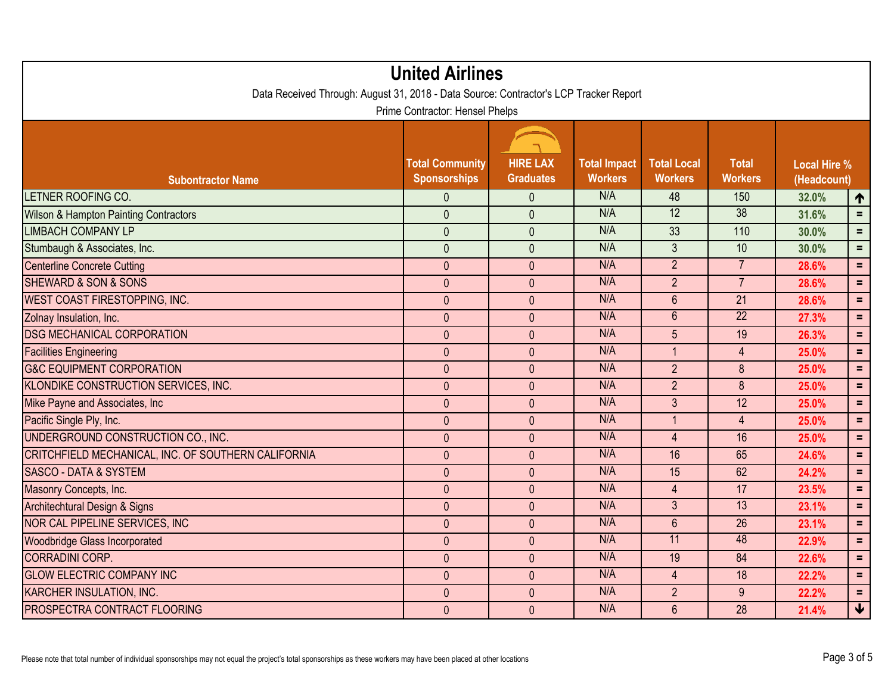# United Airlines

Data Received Through: August 31, 2018 - Data Source: Contractor's LCP Tracker Report

Prime Contractor: Hensel Phelps

| Subontractor Name | Total Community Sponsorships | HIRE LAX Graduates | Total Impact Workers | Total Local Workers | Total Workers | Local Hire % (Headcount) | |
|---|---|---|---|---|---|---|---|
| LETNER ROOFING CO. | 0 | 0 | N/A | 48 | 150 | 32.0% | ↑ |
| Wilson & Hampton Painting Contractors | 0 | 0 | N/A | 12 | 38 | 31.6% | = |
| LIMBACH COMPANY LP | 0 | 0 | N/A | 33 | 110 | 30.0% | = |
| Stumbaugh & Associates, Inc. | 0 | 0 | N/A | 3 | 10 | 30.0% | = |
| Centerline Concrete Cutting | 0 | 0 | N/A | 2 | 7 | 28.6% | = |
| SHEWARD & SON & SONS | 0 | 0 | N/A | 2 | 7 | 28.6% | = |
| WEST COAST FIRESTOPPING, INC. | 0 | 0 | N/A | 6 | 21 | 28.6% | = |
| Zolnay Insulation, Inc. | 0 | 0 | N/A | 6 | 22 | 27.3% | = |
| DSG MECHANICAL CORPORATION | 0 | 0 | N/A | 5 | 19 | 26.3% | = |
| Facilities Engineering | 0 | 0 | N/A | 1 | 4 | 25.0% | = |
| G&C EQUIPMENT CORPORATION | 0 | 0 | N/A | 2 | 8 | 25.0% | = |
| KLONDIKE CONSTRUCTION SERVICES, INC. | 0 | 0 | N/A | 2 | 8 | 25.0% | = |
| Mike Payne and Associates, Inc | 0 | 0 | N/A | 3 | 12 | 25.0% | = |
| Pacific Single Ply, Inc. | 0 | 0 | N/A | 1 | 4 | 25.0% | = |
| UNDERGROUND CONSTRUCTION CO., INC. | 0 | 0 | N/A | 4 | 16 | 25.0% | = |
| CRITCHFIELD MECHANICAL, INC. OF SOUTHERN CALIFORNIA | 0 | 0 | N/A | 16 | 65 | 24.6% | = |
| SASCO - DATA & SYSTEM | 0 | 0 | N/A | 15 | 62 | 24.2% | = |
| Masonry Concepts, Inc. | 0 | 0 | N/A | 4 | 17 | 23.5% | = |
| Architechtural Design & Signs | 0 | 0 | N/A | 3 | 13 | 23.1% | = |
| NOR CAL PIPELINE SERVICES, INC | 0 | 0 | N/A | 6 | 26 | 23.1% | = |
| Woodbridge Glass Incorporated | 0 | 0 | N/A | 11 | 48 | 22.9% | = |
| CORRADINI CORP. | 0 | 0 | N/A | 19 | 84 | 22.6% | = |
| GLOW ELECTRIC COMPANY INC | 0 | 0 | N/A | 4 | 18 | 22.2% | = |
| KARCHER INSULATION, INC. | 0 | 0 | N/A | 2 | 9 | 22.2% | = |
| PROSPECTRA CONTRACT FLOORING | 0 | 0 | N/A | 6 | 28 | 21.4% | ↓ |

Please note that total number of individual sponsorships may not equal the project's total sponsorships as these workers may have been placed at other locations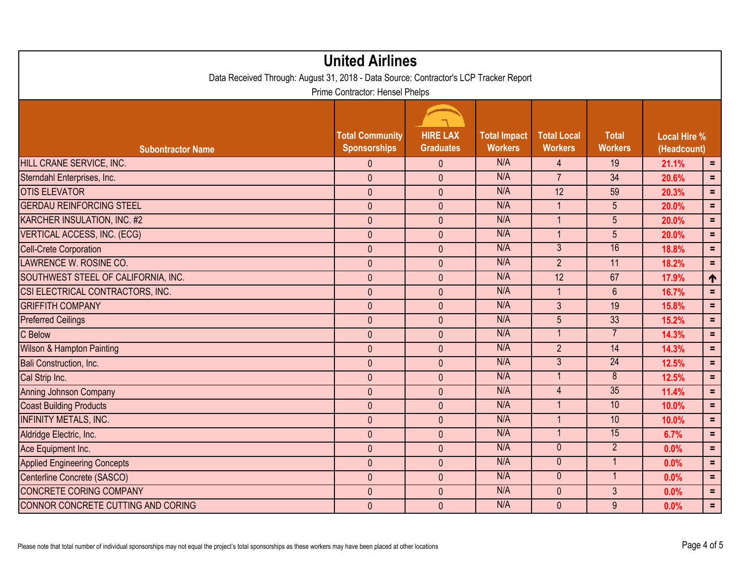# United Airlines

Data Received Through: August 31, 2018 - Data Source: Contractor's LCP Tracker Report

Prime Contractor: Hensel Phelps

| Subcontractor Name | Total Community Sponsorships | HIRE LAX Graduates | Total Impact Workers | Total Local Workers | Total Workers | Local Hire % (Headcount) | |
|---|---|---|---|---|---|---|---|
| HILL CRANE SERVICE, INC. | 0 | 0 | N/A | 4 | 19 | **21.1%** | = |
| Sterndahl Enterprises, Inc. | 0 | 0 | N/A | 7 | 34 | **20.6%** | = |
| OTIS ELEVATOR | 0 | 0 | N/A | 12 | 59 | **20.3%** | = |
| GERDAU REINFORCING STEEL | 0 | 0 | N/A | 1 | 5 | **20.0%** | = |
| KARCHER INSULATION, INC. #2 | 0 | 0 | N/A | 1 | 5 | **20.0%** | = |
| VERTICAL ACCESS, INC. (ECG) | 0 | 0 | N/A | 1 | 5 | **20.0%** | = |
| Cell-Crete Corporation | 0 | 0 | N/A | 3 | 16 | **18.8%** | = |
| LAWRENCE W. ROSINE CO. | 0 | 0 | N/A | 2 | 11 | **18.2%** | = |
| SOUTHWEST STEEL OF CALIFORNIA, INC. | 0 | 0 | N/A | 12 | 67 | **17.9%** | ↑ |
| CSI ELECTRICAL CONTRACTORS, INC. | 0 | 0 | N/A | 1 | 6 | **16.7%** | = |
| GRIFFITH COMPANY | 0 | 0 | N/A | 3 | 19 | **15.8%** | = |
| Preferred Ceilings | 0 | 0 | N/A | 5 | 33 | **15.2%** | = |
| C Below | 0 | 0 | N/A | 1 | 7 | **14.3%** | = |
| Wilson & Hampton Painting | 0 | 0 | N/A | 2 | 14 | **14.3%** | = |
| Bali Construction, Inc. | 0 | 0 | N/A | 3 | 24 | **12.5%** | = |
| Cal Strip Inc. | 0 | 0 | N/A | 1 | 8 | **12.5%** | = |
| Anning Johnson Company | 0 | 0 | N/A | 4 | 35 | **11.4%** | = |
| Coast Building Products | 0 | 0 | N/A | 1 | 10 | **10.0%** | = |
| INFINITY METALS, INC. | 0 | 0 | N/A | 1 | 10 | **10.0%** | = |
| Aldridge Electric, Inc. | 0 | 0 | N/A | 1 | 15 | **6.7%** | = |
| Ace Equipment Inc. | 0 | 0 | N/A | 0 | 2 | **0.0%** | = |
| Applied Engineering Concepts | 0 | 0 | N/A | 0 | 1 | **0.0%** | = |
| Centerline Concrete (SASCO) | 0 | 0 | N/A | 0 | 1 | **0.0%** | = |
| CONCRETE CORING COMPANY | 0 | 0 | N/A | 0 | 3 | **0.0%** | = |
| CONNOR CONCRETE CUTTING AND CORING | 0 | 0 | N/A | 0 | 9 | **0.0%** | = |

Please note that total number of individual sponsorships may not equal the project's total sponsorships as these workers may have been placed at other locations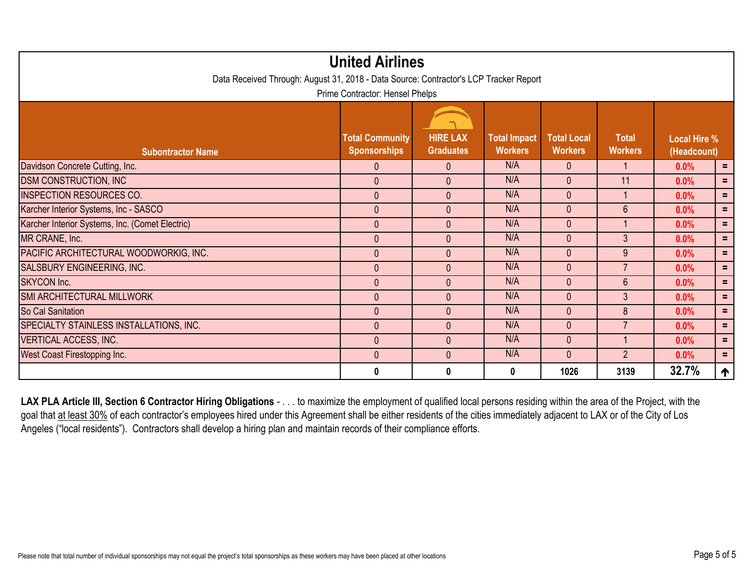# United Airlines

Data Received Through: August 31, 2018 - Data Source: Contractor's LCP Tracker Report

Prime Contractor: Hensel Phelps

| Subontractor Name | Total Community Sponsorships | HIRE LAX Graduates | Total Impact Workers | Total Local Workers | Total Workers | Local Hire % (Headcount) | |
|---|---|---|---|---|---|---|---|
| Davidson Concrete Cutting, Inc. | 0 | 0 | N/A | 0 | 1 | 0.0% | = |
| DSM CONSTRUCTION, INC | 0 | 0 | N/A | 0 | 11 | 0.0% | = |
| INSPECTION RESOURCES CO. | 0 | 0 | N/A | 0 | 1 | 0.0% | = |
| Karcher Interior Systems, Inc - SASCO | 0 | 0 | N/A | 0 | 6 | 0.0% | = |
| Karcher Interior Systems, Inc. (Comet Electric) | 0 | 0 | N/A | 0 | 1 | 0.0% | = |
| MR CRANE, Inc. | 0 | 0 | N/A | 0 | 3 | 0.0% | = |
| PACIFIC ARCHITECTURAL WOODWORKIG, INC. | 0 | 0 | N/A | 0 | 9 | 0.0% | = |
| SALSBURY ENGINEERING, INC. | 0 | 0 | N/A | 0 | 7 | 0.0% | = |
| SKYCON Inc. | 0 | 0 | N/A | 0 | 6 | 0.0% | = |
| SMI ARCHITECTURAL MILLWORK | 0 | 0 | N/A | 0 | 3 | 0.0% | = |
| So Cal Sanitation | 0 | 0 | N/A | 0 | 8 | 0.0% | = |
| SPECIALTY STAINLESS INSTALLATIONS, INC. | 0 | 0 | N/A | 0 | 7 | 0.0% | = |
| VERTICAL ACCESS, INC. | 0 | 0 | N/A | 0 | 1 | 0.0% | = |
| West Coast Firestopping Inc. | 0 | 0 | N/A | 0 | 2 | 0.0% | = |
| | **0** | **0** | **0** | **1026** | **3139** | **32.7%** | ↑ |

**LAX PLA Article III, Section 6 Contractor Hiring Obligations** - . . . to maximize the employment of qualified local persons residing within the area of the Project, with the goal that at least 30% of each contractor's employees hired under this Agreement shall be either residents of the cities immediately adjacent to LAX or of the City of Los Angeles ("local residents"). Contractors shall develop a hiring plan and maintain records of their compliance efforts.

Please note that total number of individual sponsorships may not equal the project's total sponsorships as these workers may have been placed at other locations